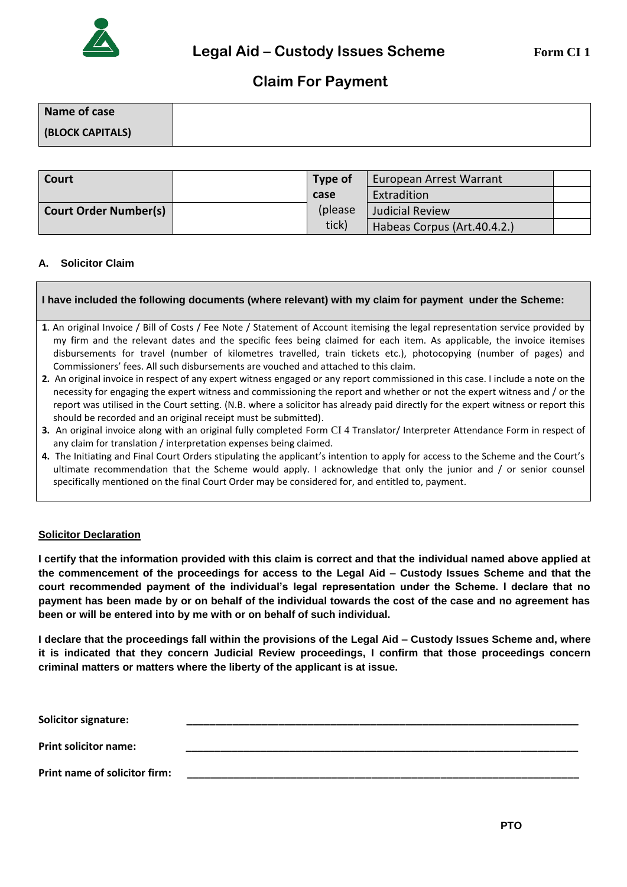# Legal Aid – Custody Issues Scheme

**Form CI 1**

## Claim For Payment

| **Name of case (BLOCK CAPITALS)** | |
|---|---|

| **Court** | | **Type of case** (please tick) | European Arrest Warrant | |
|---|---|---|---|---|
| | | | Extradition | |
| **Court Order Number(s)** | | | Judicial Review | |
| | | | Habeas Corpus (Art.40.4.2.) | |

### A. Solicitor Claim

**I have included the following documents (where relevant) with my claim for payment under the Scheme:**

1. An original Invoice / Bill of Costs / Fee Note / Statement of Account itemising the legal representation service provided by my firm and the relevant dates and the specific fees being claimed for each item. As applicable, the invoice itemises disbursements for travel (number of kilometres travelled, train tickets etc.), photocopying (number of pages) and Commissioners' fees. All such disbursements are vouched and attached to this claim.
2. An original invoice in respect of any expert witness engaged or any report commissioned in this case. I include a note on the necessity for engaging the expert witness and commissioning the report and whether or not the expert witness and / or the report was utilised in the Court setting. (N.B. where a solicitor has already paid directly for the expert witness or report this should be recorded and an original receipt must be submitted).
3. An original invoice along with an original fully completed Form CI 4 Translator/ Interpreter Attendance Form in respect of any claim for translation / interpretation expenses being claimed.
4. The Initiating and Final Court Orders stipulating the applicant's intention to apply for access to the Scheme and the Court's ultimate recommendation that the Scheme would apply. I acknowledge that only the junior and / or senior counsel specifically mentioned on the final Court Order may be considered for, and entitled to, payment.

**Solicitor Declaration**

**I certify that the information provided with this claim is correct and that the individual named above applied at the commencement of the proceedings for access to the Legal Aid – Custody Issues Scheme and that the court recommended payment of the individual's legal representation under the Scheme. I declare that no payment has been made by or on behalf of the individual towards the cost of the case and no agreement has been or will be entered into by me with or on behalf of such individual.**

**I declare that the proceedings fall within the provisions of the Legal Aid – Custody Issues Scheme and, where it is indicated that they concern Judicial Review proceedings, I confirm that those proceedings concern criminal matters or matters where the liberty of the applicant is at issue.**

**Solicitor signature:** ____________________________________________

**Print solicitor name:** ____________________________________________

**Print name of solicitor firm:** ____________________________________________

**PTO**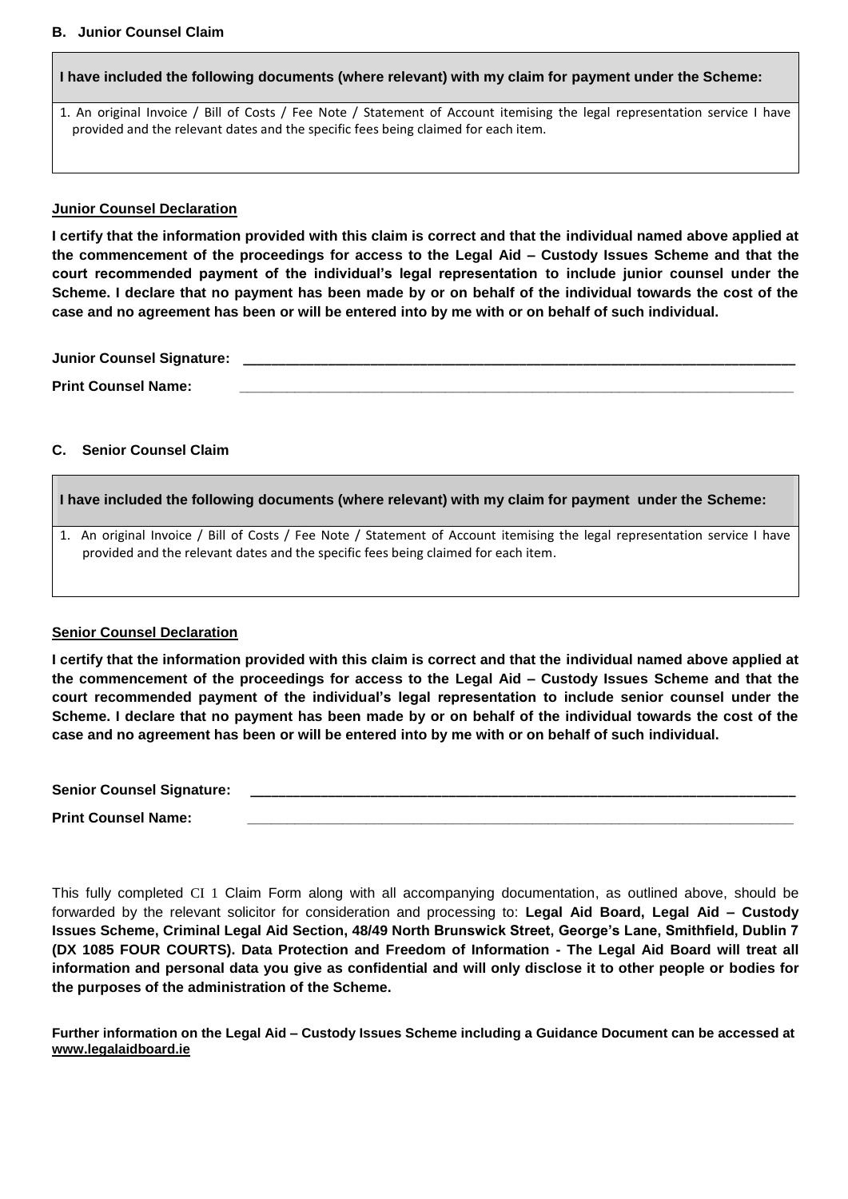### B. Junior Counsel Claim

**I have included the following documents (where relevant) with my claim for payment under the Scheme:**

1. An original Invoice / Bill of Costs / Fee Note / Statement of Account itemising the legal representation service I have provided and the relevant dates and the specific fees being claimed for each item.

**Junior Counsel Declaration**

**I certify that the information provided with this claim is correct and that the individual named above applied at the commencement of the proceedings for access to the Legal Aid – Custody Issues Scheme and that the court recommended payment of the individual's legal representation to include junior counsel under the Scheme. I declare that no payment has been made by or on behalf of the individual towards the cost of the case and no agreement has been or will be entered into by me with or on behalf of such individual.**

**Junior Counsel Signature:** ________________________________________________

**Print Counsel Name:** ________________________________________________

### C. Senior Counsel Claim

**I have included the following documents (where relevant) with my claim for payment under the Scheme:**

1. An original Invoice / Bill of Costs / Fee Note / Statement of Account itemising the legal representation service I have provided and the relevant dates and the specific fees being claimed for each item.

**Senior Counsel Declaration**

**I certify that the information provided with this claim is correct and that the individual named above applied at the commencement of the proceedings for access to the Legal Aid – Custody Issues Scheme and that the court recommended payment of the individual's legal representation to include senior counsel under the Scheme. I declare that no payment has been made by or on behalf of the individual towards the cost of the case and no agreement has been or will be entered into by me with or on behalf of such individual.**

**Senior Counsel Signature:** ________________________________________________

**Print Counsel Name:** ________________________________________________

This fully completed CI 1 Claim Form along with all accompanying documentation, as outlined above, should be forwarded by the relevant solicitor for consideration and processing to: **Legal Aid Board, Legal Aid – Custody Issues Scheme, Criminal Legal Aid Section, 48/49 North Brunswick Street, George's Lane, Smithfield, Dublin 7 (DX 1085 FOUR COURTS). Data Protection and Freedom of Information - The Legal Aid Board will treat all information and personal data you give as confidential and will only disclose it to other people or bodies for the purposes of the administration of the Scheme.**

**Further information on the Legal Aid – Custody Issues Scheme including a Guidance Document can be accessed at www.legalaidboard.ie**